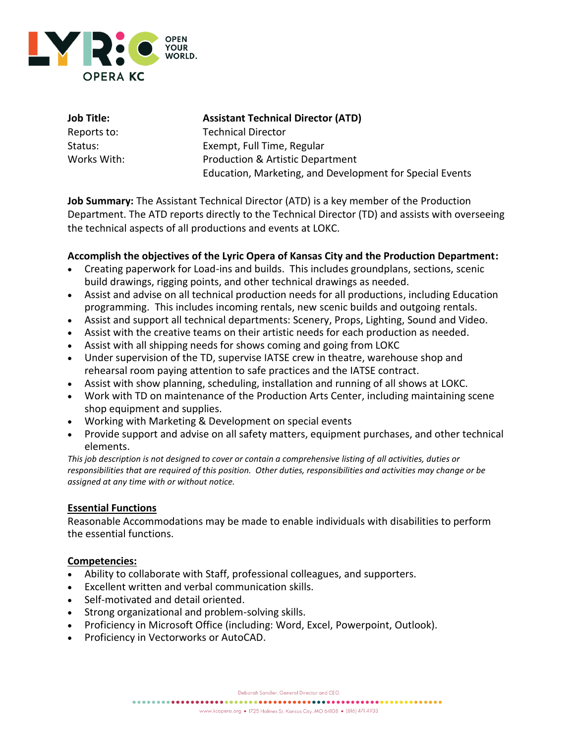**Job Title:** **Assistant Technical Director (ATD)**
Reports to: Technical Director
Status: Exempt, Full Time, Regular
Works With: Production & Artistic Department
Education, Marketing, and Development for Special Events

**Job Summary:** The Assistant Technical Director (ATD) is a key member of the Production Department. The ATD reports directly to the Technical Director (TD) and assists with overseeing the technical aspects of all productions and events at LOKC.

**Accomplish the objectives of the Lyric Opera of Kansas City and the Production Department:**

- Creating paperwork for Load-ins and builds. This includes groundplans, sections, scenic build drawings, rigging points, and other technical drawings as needed.
- Assist and advise on all technical production needs for all productions, including Education programming. This includes incoming rentals, new scenic builds and outgoing rentals.
- Assist and support all technical departments: Scenery, Props, Lighting, Sound and Video.
- Assist with the creative teams on their artistic needs for each production as needed.
- Assist with all shipping needs for shows coming and going from LOKC
- Under supervision of the TD, supervise IATSE crew in theatre, warehouse shop and rehearsal room paying attention to safe practices and the IATSE contract.
- Assist with show planning, scheduling, installation and running of all shows at LOKC.
- Work with TD on maintenance of the Production Arts Center, including maintaining scene shop equipment and supplies.
- Working with Marketing & Development on special events
- Provide support and advise on all safety matters, equipment purchases, and other technical elements.

*This job description is not designed to cover or contain a comprehensive listing of all activities, duties or responsibilities that are required of this position. Other duties, responsibilities and activities may change or be assigned at any time with or without notice.*

## Essential Functions

Reasonable Accommodations may be made to enable individuals with disabilities to perform the essential functions.

## Competencies:

- Ability to collaborate with Staff, professional colleagues, and supporters.
- Excellent written and verbal communication skills.
- Self-motivated and detail oriented.
- Strong organizational and problem-solving skills.
- Proficiency in Microsoft Office (including: Word, Excel, Powerpoint, Outlook).
- Proficiency in Vectorworks or AutoCAD.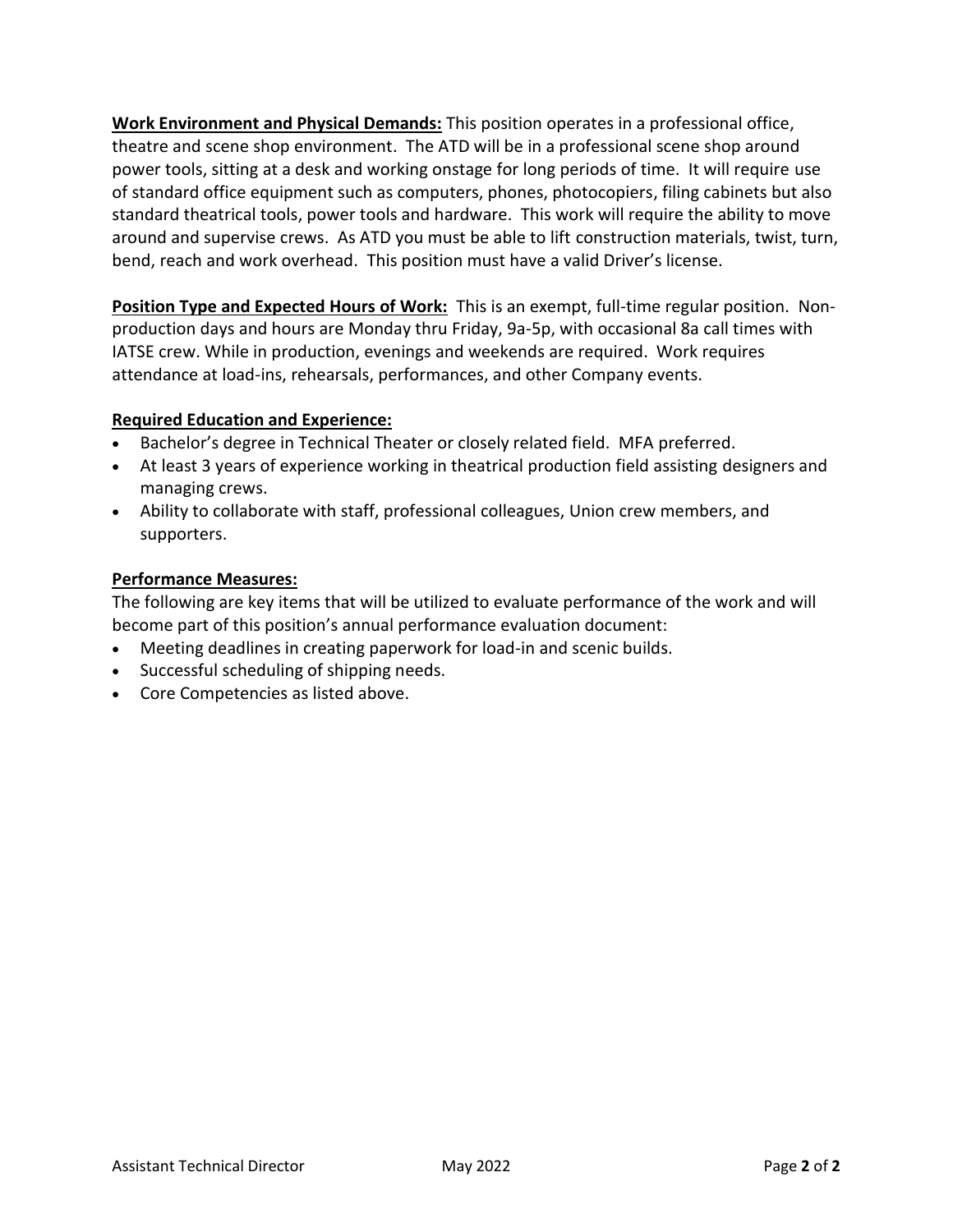**Work Environment and Physical Demands:** This position operates in a professional office, theatre and scene shop environment. The ATD will be in a professional scene shop around power tools, sitting at a desk and working onstage for long periods of time. It will require use of standard office equipment such as computers, phones, photocopiers, filing cabinets but also standard theatrical tools, power tools and hardware. This work will require the ability to move around and supervise crews. As ATD you must be able to lift construction materials, twist, turn, bend, reach and work overhead. This position must have a valid Driver's license.

**Position Type and Expected Hours of Work:** This is an exempt, full-time regular position. Non-production days and hours are Monday thru Friday, 9a-5p, with occasional 8a call times with IATSE crew. While in production, evenings and weekends are required. Work requires attendance at load-ins, rehearsals, performances, and other Company events.

**Required Education and Experience:**

- Bachelor's degree in Technical Theater or closely related field. MFA preferred.
- At least 3 years of experience working in theatrical production field assisting designers and managing crews.
- Ability to collaborate with staff, professional colleagues, Union crew members, and supporters.

**Performance Measures:**

The following are key items that will be utilized to evaluate performance of the work and will become part of this position's annual performance evaluation document:

- Meeting deadlines in creating paperwork for load-in and scenic builds.
- Successful scheduling of shipping needs.
- Core Competencies as listed above.